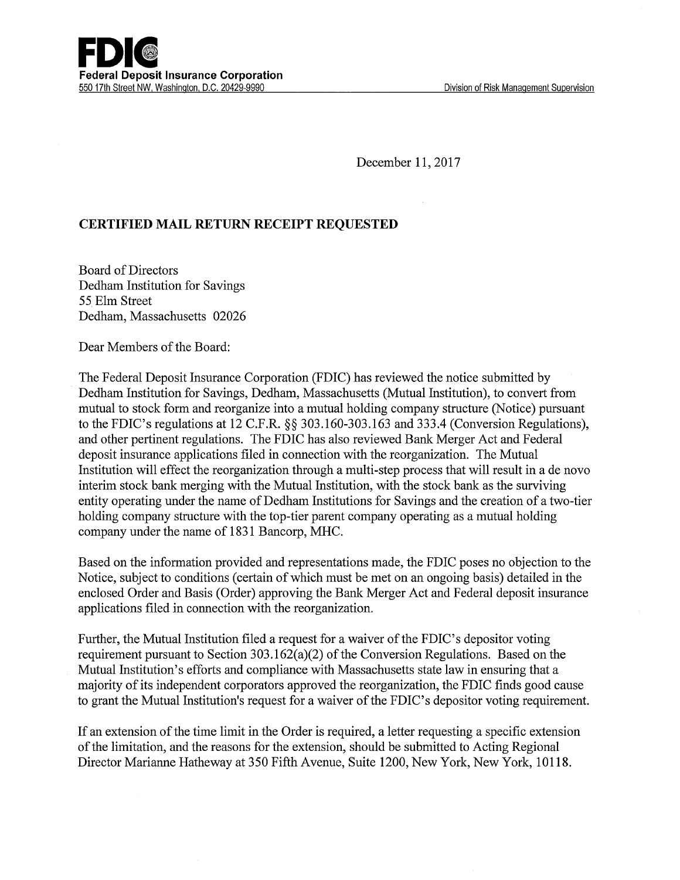**FDIC**
**Federal Deposit Insurance Corporation**
550 17th Street NW, Washington, D.C. 20429-9990

Division of Risk Management Supervision

December 11, 2017

**CERTIFIED MAIL RETURN RECEIPT REQUESTED**

Board of Directors
Dedham Institution for Savings
55 Elm Street
Dedham, Massachusetts 02026

Dear Members of the Board:

The Federal Deposit Insurance Corporation (FDIC) has reviewed the notice submitted by Dedham Institution for Savings, Dedham, Massachusetts (Mutual Institution), to convert from mutual to stock form and reorganize into a mutual holding company structure (Notice) pursuant to the FDIC's regulations at 12 C.F.R. §§ 303.160-303.163 and 333.4 (Conversion Regulations), and other pertinent regulations. The FDIC has also reviewed Bank Merger Act and Federal deposit insurance applications filed in connection with the reorganization. The Mutual Institution will effect the reorganization through a multi-step process that will result in a de novo interim stock bank merging with the Mutual Institution, with the stock bank as the surviving entity operating under the name of Dedham Institutions for Savings and the creation of a two-tier holding company structure with the top-tier parent company operating as a mutual holding company under the name of 1831 Bancorp, MHC.

Based on the information provided and representations made, the FDIC poses no objection to the Notice, subject to conditions (certain of which must be met on an ongoing basis) detailed in the enclosed Order and Basis (Order) approving the Bank Merger Act and Federal deposit insurance applications filed in connection with the reorganization.

Further, the Mutual Institution filed a request for a waiver of the FDIC's depositor voting requirement pursuant to Section 303.162(a)(2) of the Conversion Regulations. Based on the Mutual Institution's efforts and compliance with Massachusetts state law in ensuring that a majority of its independent corporators approved the reorganization, the FDIC finds good cause to grant the Mutual Institution's request for a waiver of the FDIC's depositor voting requirement.

If an extension of the time limit in the Order is required, a letter requesting a specific extension of the limitation, and the reasons for the extension, should be submitted to Acting Regional Director Marianne Hatheway at 350 Fifth Avenue, Suite 1200, New York, New York, 10118.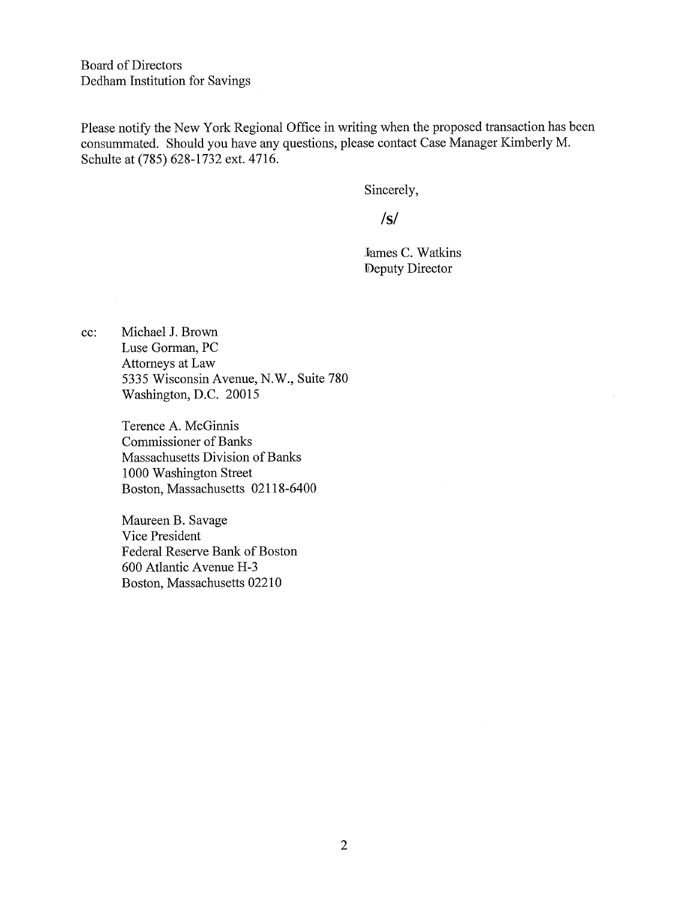Board of Directors
Dedham Institution for Savings

Please notify the New York Regional Office in writing when the proposed transaction has been consummated. Should you have any questions, please contact Case Manager Kimberly M. Schulte at (785) 628-1732 ext. 4716.

Sincerely,

/s/

James C. Watkins
Deputy Director

cc: Michael J. Brown
Luse Gorman, PC
Attorneys at Law
5335 Wisconsin Avenue, N.W., Suite 780
Washington, D.C. 20015

Terence A. McGinnis
Commissioner of Banks
Massachusetts Division of Banks
1000 Washington Street
Boston, Massachusetts 02118-6400

Maureen B. Savage
Vice President
Federal Reserve Bank of Boston
600 Atlantic Avenue H-3
Boston, Massachusetts 02210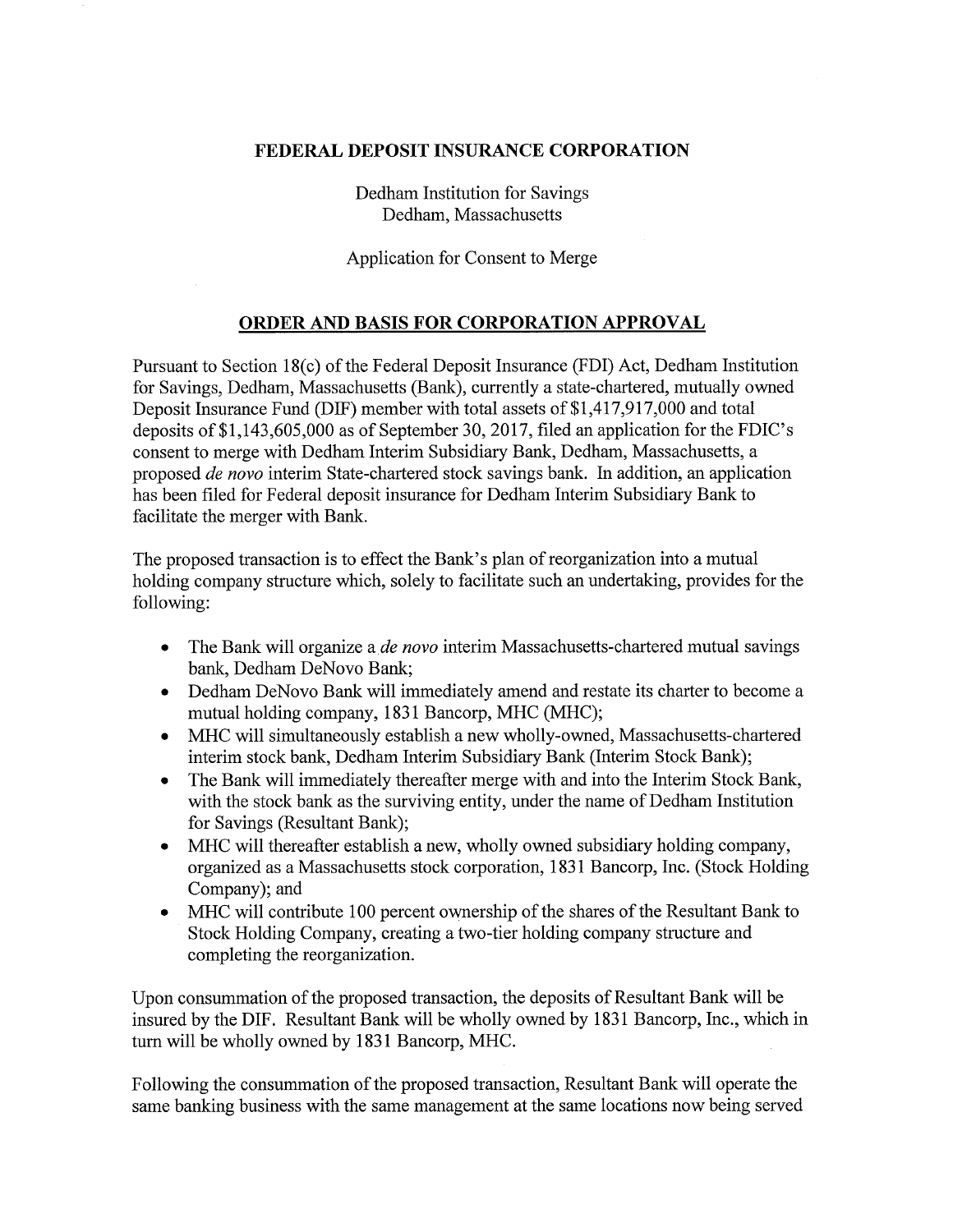**FEDERAL DEPOSIT INSURANCE CORPORATION**

Dedham Institution for Savings
Dedham, Massachusetts

Application for Consent to Merge

## ORDER AND BASIS FOR CORPORATION APPROVAL

Pursuant to Section 18(c) of the Federal Deposit Insurance (FDI) Act, Dedham Institution for Savings, Dedham, Massachusetts (Bank), currently a state-chartered, mutually owned Deposit Insurance Fund (DIF) member with total assets of $1,417,917,000 and total deposits of $1,143,605,000 as of September 30, 2017, filed an application for the FDIC's consent to merge with Dedham Interim Subsidiary Bank, Dedham, Massachusetts, a proposed *de novo* interim State-chartered stock savings bank. In addition, an application has been filed for Federal deposit insurance for Dedham Interim Subsidiary Bank to facilitate the merger with Bank.

The proposed transaction is to effect the Bank's plan of reorganization into a mutual holding company structure which, solely to facilitate such an undertaking, provides for the following:

- The Bank will organize a *de novo* interim Massachusetts-chartered mutual savings bank, Dedham DeNovo Bank;
- Dedham DeNovo Bank will immediately amend and restate its charter to become a mutual holding company, 1831 Bancorp, MHC (MHC);
- MHC will simultaneously establish a new wholly-owned, Massachusetts-chartered interim stock bank, Dedham Interim Subsidiary Bank (Interim Stock Bank);
- The Bank will immediately thereafter merge with and into the Interim Stock Bank, with the stock bank as the surviving entity, under the name of Dedham Institution for Savings (Resultant Bank);
- MHC will thereafter establish a new, wholly owned subsidiary holding company, organized as a Massachusetts stock corporation, 1831 Bancorp, Inc. (Stock Holding Company); and
- MHC will contribute 100 percent ownership of the shares of the Resultant Bank to Stock Holding Company, creating a two-tier holding company structure and completing the reorganization.

Upon consummation of the proposed transaction, the deposits of Resultant Bank will be insured by the DIF. Resultant Bank will be wholly owned by 1831 Bancorp, Inc., which in turn will be wholly owned by 1831 Bancorp, MHC.

Following the consummation of the proposed transaction, Resultant Bank will operate the same banking business with the same management at the same locations now being served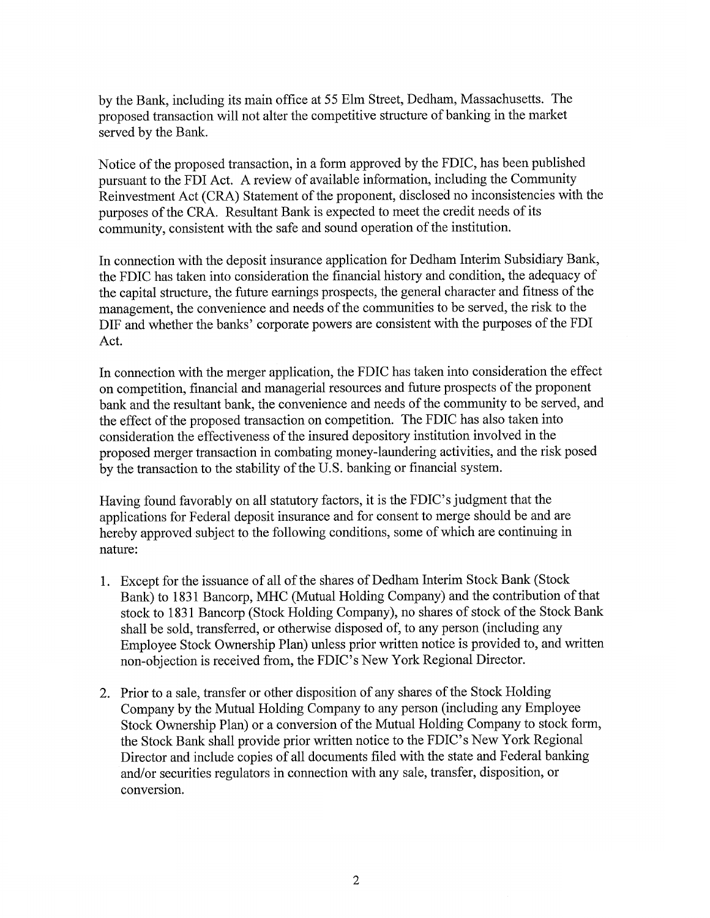by the Bank, including its main office at 55 Elm Street, Dedham, Massachusetts. The proposed transaction will not alter the competitive structure of banking in the market served by the Bank.

Notice of the proposed transaction, in a form approved by the FDIC, has been published pursuant to the FDI Act. A review of available information, including the Community Reinvestment Act (CRA) Statement of the proponent, disclosed no inconsistencies with the purposes of the CRA. Resultant Bank is expected to meet the credit needs of its community, consistent with the safe and sound operation of the institution.

In connection with the deposit insurance application for Dedham Interim Subsidiary Bank, the FDIC has taken into consideration the financial history and condition, the adequacy of the capital structure, the future earnings prospects, the general character and fitness of the management, the convenience and needs of the communities to be served, the risk to the DIF and whether the banks' corporate powers are consistent with the purposes of the FDI Act.

In connection with the merger application, the FDIC has taken into consideration the effect on competition, financial and managerial resources and future prospects of the proponent bank and the resultant bank, the convenience and needs of the community to be served, and the effect of the proposed transaction on competition. The FDIC has also taken into consideration the effectiveness of the insured depository institution involved in the proposed merger transaction in combating money-laundering activities, and the risk posed by the transaction to the stability of the U.S. banking or financial system.

Having found favorably on all statutory factors, it is the FDIC's judgment that the applications for Federal deposit insurance and for consent to merge should be and are hereby approved subject to the following conditions, some of which are continuing in nature:

1. Except for the issuance of all of the shares of Dedham Interim Stock Bank (Stock Bank) to 1831 Bancorp, MHC (Mutual Holding Company) and the contribution of that stock to 1831 Bancorp (Stock Holding Company), no shares of stock of the Stock Bank shall be sold, transferred, or otherwise disposed of, to any person (including any Employee Stock Ownership Plan) unless prior written notice is provided to, and written non-objection is received from, the FDIC's New York Regional Director.

2. Prior to a sale, transfer or other disposition of any shares of the Stock Holding Company by the Mutual Holding Company to any person (including any Employee Stock Ownership Plan) or a conversion of the Mutual Holding Company to stock form, the Stock Bank shall provide prior written notice to the FDIC's New York Regional Director and include copies of all documents filed with the state and Federal banking and/or securities regulators in connection with any sale, transfer, disposition, or conversion.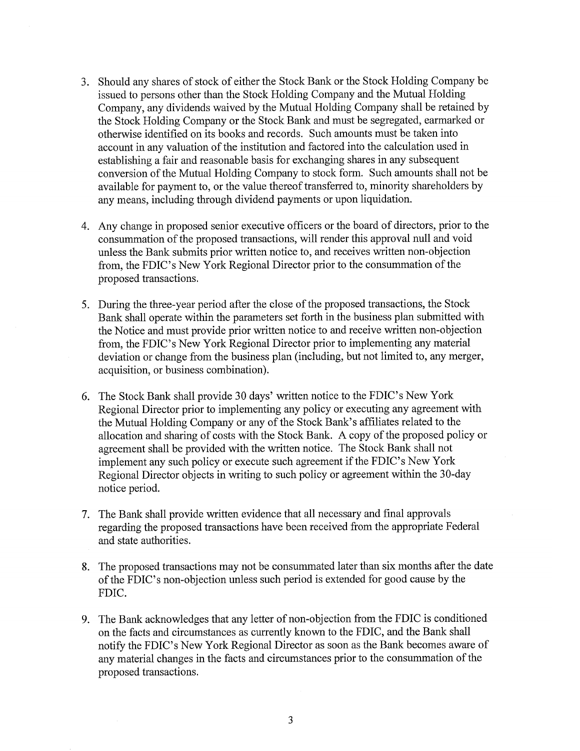3. Should any shares of stock of either the Stock Bank or the Stock Holding Company be issued to persons other than the Stock Holding Company and the Mutual Holding Company, any dividends waived by the Mutual Holding Company shall be retained by the Stock Holding Company or the Stock Bank and must be segregated, earmarked or otherwise identified on its books and records. Such amounts must be taken into account in any valuation of the institution and factored into the calculation used in establishing a fair and reasonable basis for exchanging shares in any subsequent conversion of the Mutual Holding Company to stock form. Such amounts shall not be available for payment to, or the value thereof transferred to, minority shareholders by any means, including through dividend payments or upon liquidation.

4. Any change in proposed senior executive officers or the board of directors, prior to the consummation of the proposed transactions, will render this approval null and void unless the Bank submits prior written notice to, and receives written non-objection from, the FDIC's New York Regional Director prior to the consummation of the proposed transactions.

5. During the three-year period after the close of the proposed transactions, the Stock Bank shall operate within the parameters set forth in the business plan submitted with the Notice and must provide prior written notice to and receive written non-objection from, the FDIC's New York Regional Director prior to implementing any material deviation or change from the business plan (including, but not limited to, any merger, acquisition, or business combination).

6. The Stock Bank shall provide 30 days' written notice to the FDIC's New York Regional Director prior to implementing any policy or executing any agreement with the Mutual Holding Company or any of the Stock Bank's affiliates related to the allocation and sharing of costs with the Stock Bank. A copy of the proposed policy or agreement shall be provided with the written notice. The Stock Bank shall not implement any such policy or execute such agreement if the FDIC's New York Regional Director objects in writing to such policy or agreement within the 30-day notice period.

7. The Bank shall provide written evidence that all necessary and final approvals regarding the proposed transactions have been received from the appropriate Federal and state authorities.

8. The proposed transactions may not be consummated later than six months after the date of the FDIC's non-objection unless such period is extended for good cause by the FDIC.

9. The Bank acknowledges that any letter of non-objection from the FDIC is conditioned on the facts and circumstances as currently known to the FDIC, and the Bank shall notify the FDIC's New York Regional Director as soon as the Bank becomes aware of any material changes in the facts and circumstances prior to the consummation of the proposed transactions.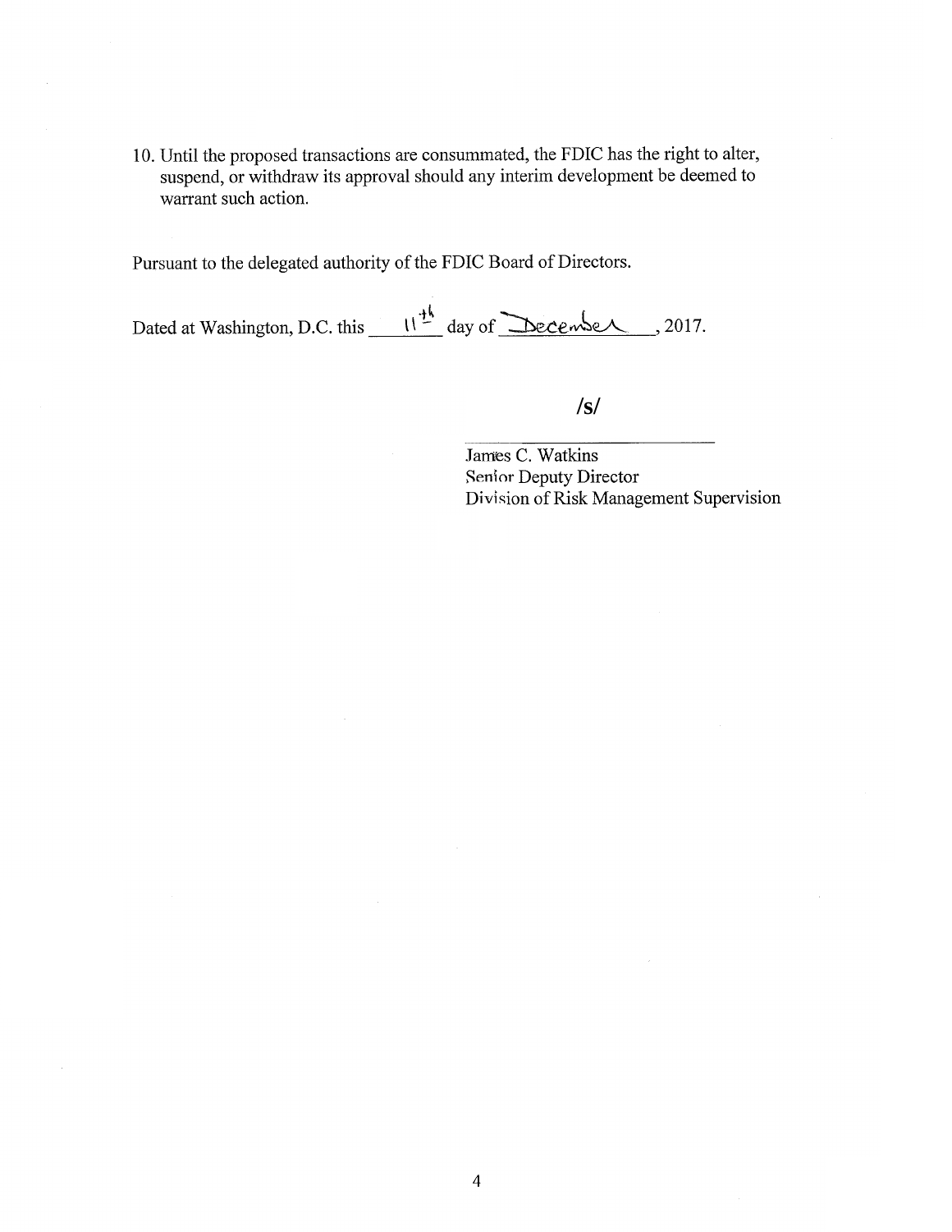10. Until the proposed transactions are consummated, the FDIC has the right to alter, suspend, or withdraw its approval should any interim development be deemed to warrant such action.

Pursuant to the delegated authority of the FDIC Board of Directors.

Dated at Washington, D.C. this 11th day of December, 2017.

/s/

James C. Watkins
Senior Deputy Director
Division of Risk Management Supervision